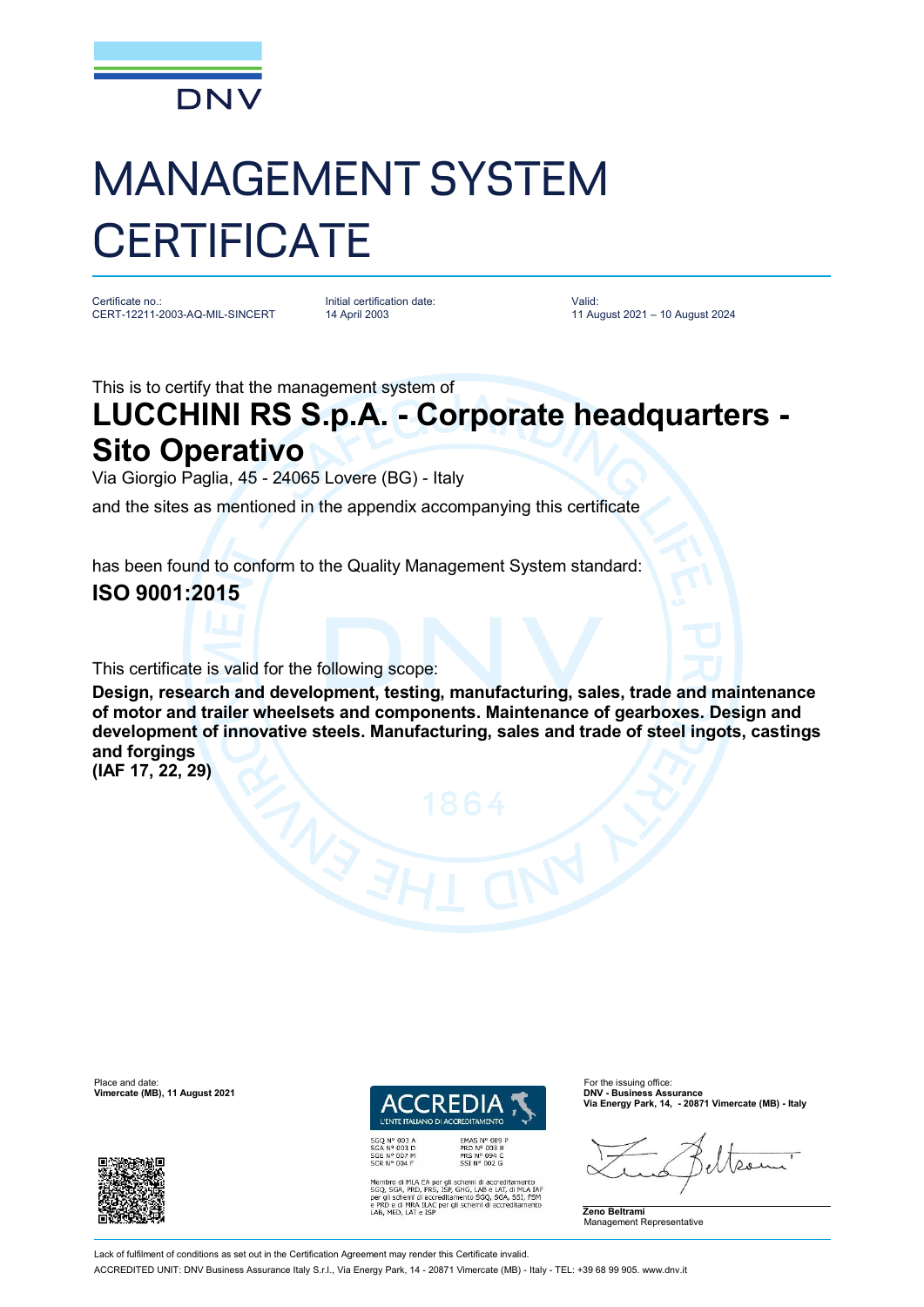DNV

# MANAGEMENT SYSTEM CERTIFICATE

| Certificate no.: | Initial certification date: | Valid: |
| --- | --- | --- |
| CERT-12211-2003-AQ-MIL-SINCERT | 14 April 2003 | 11 August 2021 – 10 August 2024 |

This is to certify that the management system of

## LUCCHINI RS S.p.A. - Corporate headquarters - Sito Operativo

Via Giorgio Paglia, 45 - 24065 Lovere (BG) - Italy

and the sites as mentioned in the appendix accompanying this certificate

has been found to conform to the Quality Management System standard:

**ISO 9001:2015**

This certificate is valid for the following scope:

**Design, research and development, testing, manufacturing, sales, trade and maintenance of motor and trailer wheelsets and components. Maintenance of gearboxes. Design and development of innovative steels. Manufacturing, sales and trade of steel ingots, castings and forgings**
**(IAF 17, 22, 29)**

Place and date:
**Vimercate (MB), 11 August 2021**

ACCREDIA
L'ENTE ITALIANO DI ACCREDITAMENTO

SGQ N° 003 A
SGA N° 003 D
SGE N° 007 M
SCR N° 004 F

EMAS N° 009 P
PRD N° 003 B
PRS N° 094 C
SSI N° 002 G

Membro di MLA EA per gli schemi di accreditamento SGQ, SGA, PRD, PRS, ISP, GHG, LAB e LAT, di MLA IAF per gli schemi di accreditamento SGQ, SGA, SSI, FSM e PRD e di MRA ILAC per gli schemi di accreditamento LAB, MED, LAT e ISP

For the issuing office:
**DNV - Business Assurance**
**Via Energy Park, 14, - 20871 Vimercate (MB) - Italy**

**Zeno Beltrami**
Management Representative

Lack of fulfilment of conditions as set out in the Certification Agreement may render this Certificate invalid.

ACCREDITED UNIT: DNV Business Assurance Italy S.r.l., Via Energy Park, 14 - 20871 Vimercate (MB) - Italy - TEL: +39 68 99 905. www.dnv.it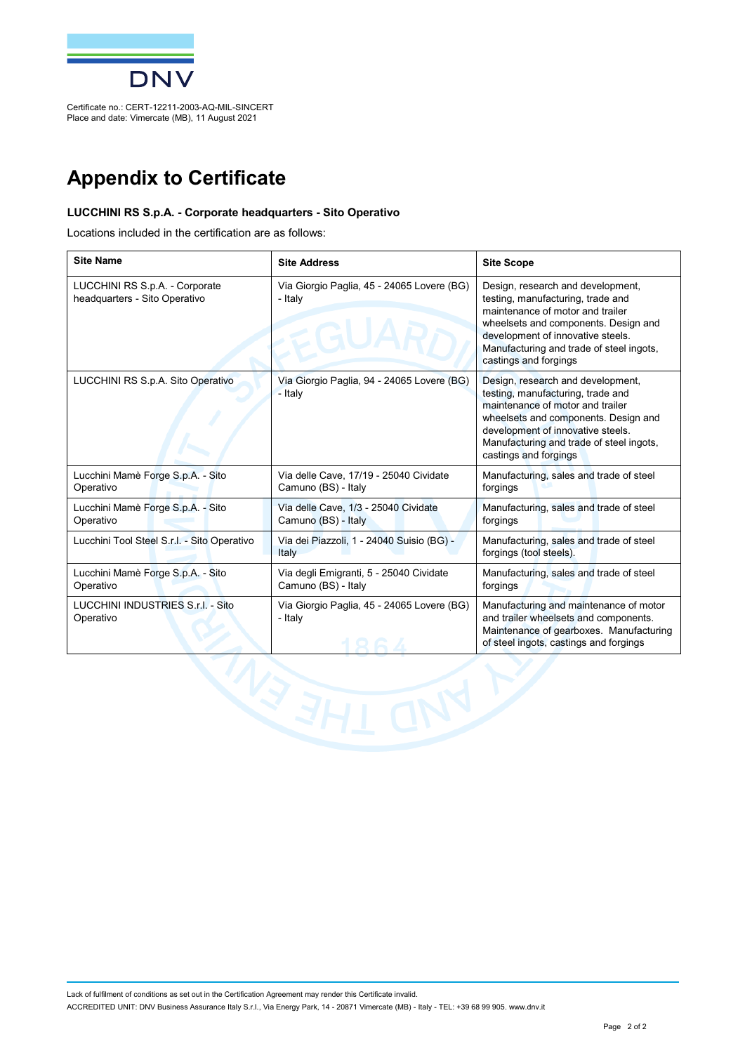Certificate no.: CERT-12211-2003-AQ-MIL-SINCERT
Place and date: Vimercate (MB), 11 August 2021

# Appendix to Certificate

**LUCCHINI RS S.p.A. - Corporate headquarters - Sito Operativo**

Locations included in the certification are as follows:

| Site Name | Site Address | Site Scope |
|---|---|---|
| LUCCHINI RS S.p.A. - Corporate headquarters - Sito Operativo | Via Giorgio Paglia, 45 - 24065 Lovere (BG) - Italy | Design, research and development, testing, manufacturing, trade and maintenance of motor and trailer wheelsets and components. Design and development of innovative steels. Manufacturing and trade of steel ingots, castings and forgings |
| LUCCHINI RS S.p.A. Sito Operativo | Via Giorgio Paglia, 94 - 24065 Lovere (BG) - Italy | Design, research and development, testing, manufacturing, trade and maintenance of motor and trailer wheelsets and components. Design and development of innovative steels. Manufacturing and trade of steel ingots, castings and forgings |
| Lucchini Mamè Forge S.p.A. - Sito Operativo | Via delle Cave, 17/19 - 25040 Cividate Camuno (BS) - Italy | Manufacturing, sales and trade of steel forgings |
| Lucchini Mamè Forge S.p.A. - Sito Operativo | Via delle Cave, 1/3 - 25040 Cividate Camuno (BS) - Italy | Manufacturing, sales and trade of steel forgings |
| Lucchini Tool Steel S.r.l. - Sito Operativo | Via dei Piazzoli, 1 - 24040 Suisio (BG) - Italy | Manufacturing, sales and trade of steel forgings (tool steels). |
| Lucchini Mamè Forge S.p.A. - Sito Operativo | Via degli Emigranti, 5 - 25040 Cividate Camuno (BS) - Italy | Manufacturing, sales and trade of steel forgings |
| LUCCHINI INDUSTRIES S.r.l. - Sito Operativo | Via Giorgio Paglia, 45 - 24065 Lovere (BG) - Italy | Manufacturing and maintenance of motor and trailer wheelsets and components. Maintenance of gearboxes. Manufacturing of steel ingots, castings and forgings |

Lack of fulfilment of conditions as set out in the Certification Agreement may render this Certificate invalid.
ACCREDITED UNIT: DNV Business Assurance Italy S.r.l., Via Energy Park, 14 - 20871 Vimercate (MB) - Italy - TEL: +39 68 99 905. www.dnv.it